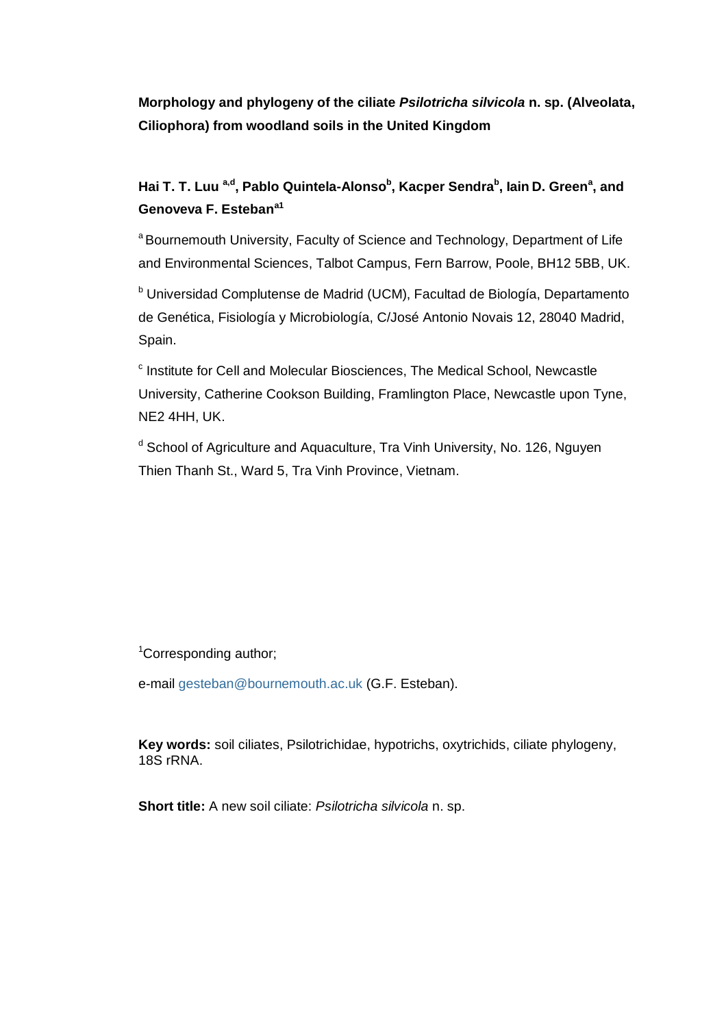**Morphology and phylogeny of the ciliate *Psilotricha silvicola* n. sp. (Alveolata, Ciliophora) from woodland soils in the United Kingdom**

**Hai T. T. Luu [a,d], Pablo Quintela-Alonso[b], Kacper Sendra[b], Iain D. Green[a], and Genoveva F. Esteban[a1]**

[a] Bournemouth University, Faculty of Science and Technology, Department of Life and Environmental Sciences, Talbot Campus, Fern Barrow, Poole, BH12 5BB, UK.

[b] Universidad Complutense de Madrid (UCM), Facultad de Biología, Departamento de Genética, Fisiología y Microbiología, C/José Antonio Novais 12, 28040 Madrid, Spain.

[c] Institute for Cell and Molecular Biosciences, The Medical School, Newcastle University, Catherine Cookson Building, Framlington Place, Newcastle upon Tyne, NE2 4HH, UK.

[d] School of Agriculture and Aquaculture, Tra Vinh University, No. 126, Nguyen Thien Thanh St., Ward 5, Tra Vinh Province, Vietnam.

[1]Corresponding author;

e-mail gesteban@bournemouth.ac.uk (G.F. Esteban).

**Key words:** soil ciliates, Psilotrichidae, hypotrichs, oxytrichids, ciliate phylogeny, 18S rRNA.

**Short title:** A new soil ciliate: *Psilotricha silvicola* n. sp.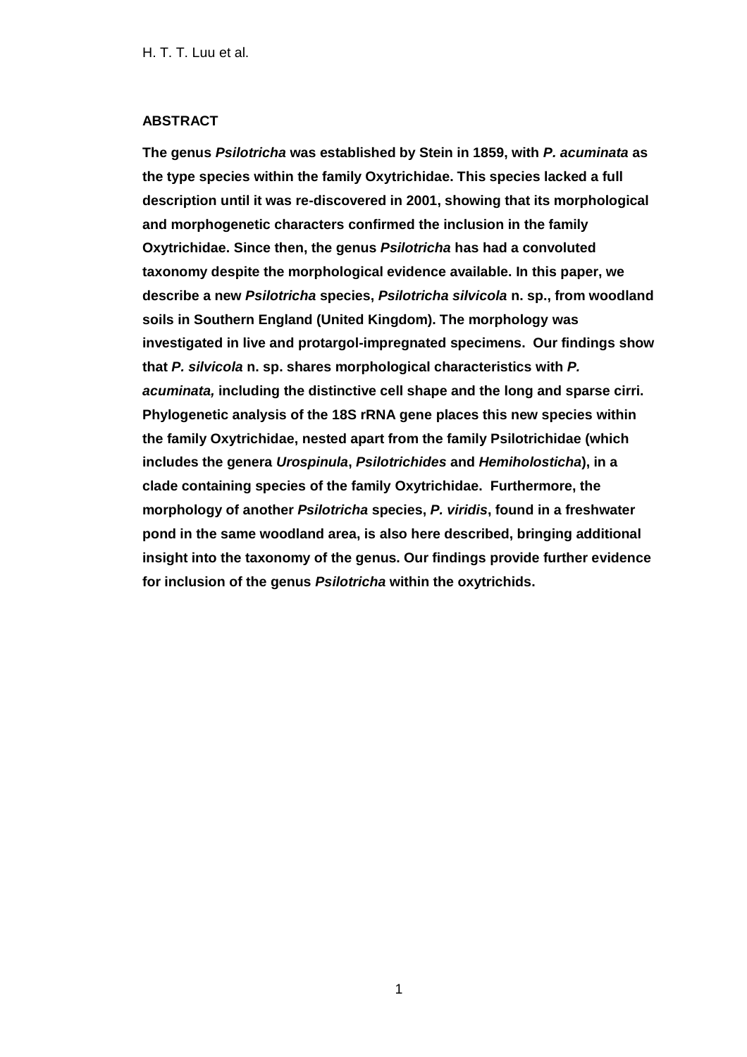## ABSTRACT

**The genus *Psilotricha* was established by Stein in 1859, with *P. acuminata* as the type species within the family Oxytrichidae. This species lacked a full description until it was re-discovered in 2001, showing that its morphological and morphogenetic characters confirmed the inclusion in the family Oxytrichidae. Since then, the genus *Psilotricha* has had a convoluted taxonomy despite the morphological evidence available. In this paper, we describe a new *Psilotricha* species, *Psilotricha silvicola* n. sp., from woodland soils in Southern England (United Kingdom). The morphology was investigated in live and protargol-impregnated specimens. Our findings show that *P. silvicola* n. sp. shares morphological characteristics with *P. acuminata,* including the distinctive cell shape and the long and sparse cirri. Phylogenetic analysis of the 18S rRNA gene places this new species within the family Oxytrichidae, nested apart from the family Psilotrichidae (which includes the genera *Urospinula*, *Psilotrichides* and *Hemiholosticha*), in a clade containing species of the family Oxytrichidae. Furthermore, the morphology of another *Psilotricha* species, *P. viridis*, found in a freshwater pond in the same woodland area, is also here described, bringing additional insight into the taxonomy of the genus. Our findings provide further evidence for inclusion of the genus *Psilotricha* within the oxytrichids.**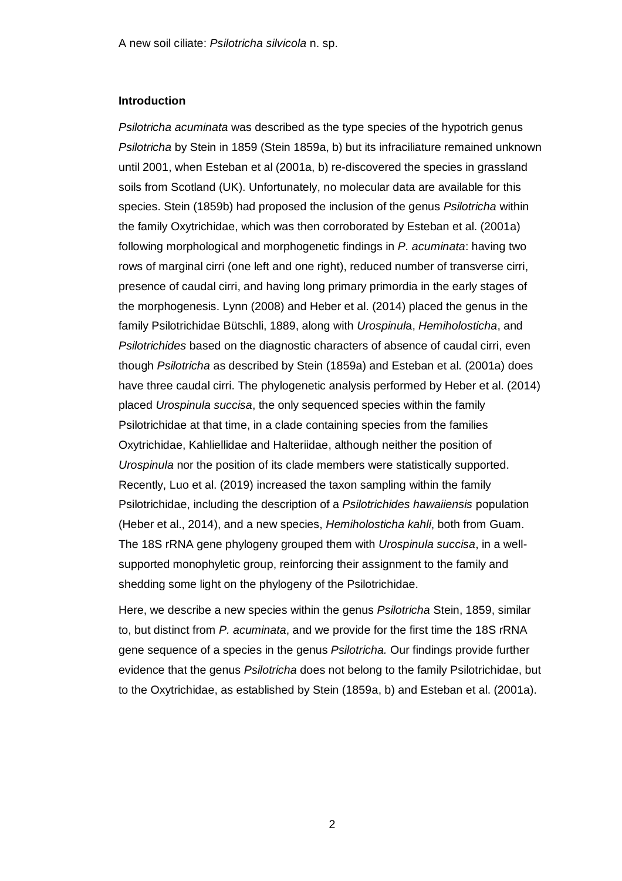A new soil ciliate: *Psilotricha silvicola* n. sp.

## Introduction

*Psilotricha acuminata* was described as the type species of the hypotrich genus *Psilotricha* by Stein in 1859 (Stein 1859a, b) but its infraciliature remained unknown until 2001, when Esteban et al (2001a, b) re-discovered the species in grassland soils from Scotland (UK). Unfortunately, no molecular data are available for this species. Stein (1859b) had proposed the inclusion of the genus *Psilotricha* within the family Oxytrichidae, which was then corroborated by Esteban et al. (2001a) following morphological and morphogenetic findings in *P. acuminata*: having two rows of marginal cirri (one left and one right), reduced number of transverse cirri, presence of caudal cirri, and having long primary primordia in the early stages of the morphogenesis. Lynn (2008) and Heber et al. (2014) placed the genus in the family Psilotrichidae Bütschli, 1889, along with *Urospinula*, *Hemiholosticha*, and *Psilotrichides* based on the diagnostic characters of absence of caudal cirri, even though *Psilotricha* as described by Stein (1859a) and Esteban et al. (2001a) does have three caudal cirri. The phylogenetic analysis performed by Heber et al. (2014) placed *Urospinula succisa*, the only sequenced species within the family Psilotrichidae at that time, in a clade containing species from the families Oxytrichidae, Kahliellidae and Halteriidae, although neither the position of *Urospinula* nor the position of its clade members were statistically supported. Recently, Luo et al. (2019) increased the taxon sampling within the family Psilotrichidae, including the description of a *Psilotrichides hawaiiensis* population (Heber et al., 2014), and a new species, *Hemiholosticha kahli*, both from Guam. The 18S rRNA gene phylogeny grouped them with *Urospinula succisa*, in a well-supported monophyletic group, reinforcing their assignment to the family and shedding some light on the phylogeny of the Psilotrichidae.

Here, we describe a new species within the genus *Psilotricha* Stein, 1859, similar to, but distinct from *P. acuminata*, and we provide for the first time the 18S rRNA gene sequence of a species in the genus *Psilotricha.* Our findings provide further evidence that the genus *Psilotricha* does not belong to the family Psilotrichidae, but to the Oxytrichidae, as established by Stein (1859a, b) and Esteban et al. (2001a).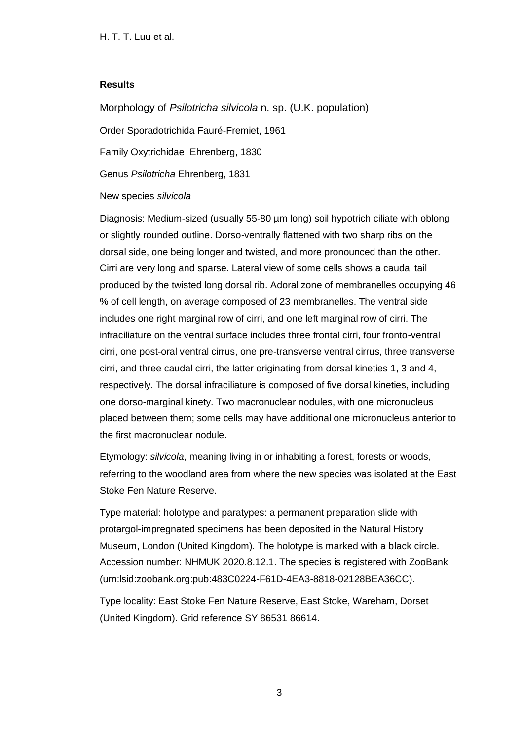**Results**

Morphology of *Psilotricha silvicola* n. sp. (U.K. population)

Order Sporadotrichida Fauré-Fremiet, 1961

Family Oxytrichidae Ehrenberg, 1830

Genus *Psilotricha* Ehrenberg, 1831

New species *silvicola*

Diagnosis: Medium-sized (usually 55-80 µm long) soil hypotrich ciliate with oblong or slightly rounded outline. Dorso-ventrally flattened with two sharp ribs on the dorsal side, one being longer and twisted, and more pronounced than the other. Cirri are very long and sparse. Lateral view of some cells shows a caudal tail produced by the twisted long dorsal rib. Adoral zone of membranelles occupying 46 % of cell length, on average composed of 23 membranelles. The ventral side includes one right marginal row of cirri, and one left marginal row of cirri. The infraciliature on the ventral surface includes three frontal cirri, four fronto-ventral cirri, one post-oral ventral cirrus, one pre-transverse ventral cirrus, three transverse cirri, and three caudal cirri, the latter originating from dorsal kineties 1, 3 and 4, respectively. The dorsal infraciliature is composed of five dorsal kineties, including one dorso-marginal kinety. Two macronuclear nodules, with one micronucleus placed between them; some cells may have additional one micronucleus anterior to the first macronuclear nodule.

Etymology: *silvicola*, meaning living in or inhabiting a forest, forests or woods, referring to the woodland area from where the new species was isolated at the East Stoke Fen Nature Reserve.

Type material: holotype and paratypes: a permanent preparation slide with protargol-impregnated specimens has been deposited in the Natural History Museum, London (United Kingdom). The holotype is marked with a black circle. Accession number: NHMUK 2020.8.12.1. The species is registered with ZooBank (urn:lsid:zoobank.org:pub:483C0224-F61D-4EA3-8818-02128BEA36CC).

Type locality: East Stoke Fen Nature Reserve, East Stoke, Wareham, Dorset (United Kingdom). Grid reference SY 86531 86614.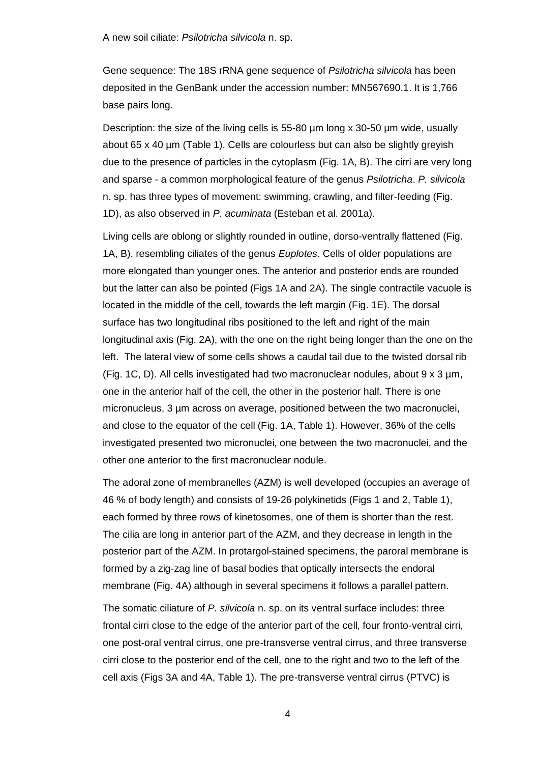A new soil ciliate: *Psilotricha silvicola* n. sp.

Gene sequence: The 18S rRNA gene sequence of *Psilotricha silvicola* has been deposited in the GenBank under the accession number: MN567690.1. It is 1,766 base pairs long.

Description: the size of the living cells is 55-80 µm long x 30-50 µm wide, usually about 65 x 40 µm (Table 1). Cells are colourless but can also be slightly greyish due to the presence of particles in the cytoplasm (Fig. 1A, B). The cirri are very long and sparse - a common morphological feature of the genus *Psilotricha*. *P. silvicola* n. sp. has three types of movement: swimming, crawling, and filter-feeding (Fig. 1D), as also observed in *P. acuminata* (Esteban et al. 2001a).

Living cells are oblong or slightly rounded in outline, dorso-ventrally flattened (Fig. 1A, B), resembling ciliates of the genus *Euplotes*. Cells of older populations are more elongated than younger ones. The anterior and posterior ends are rounded but the latter can also be pointed (Figs 1A and 2A). The single contractile vacuole is located in the middle of the cell, towards the left margin (Fig. 1E). The dorsal surface has two longitudinal ribs positioned to the left and right of the main longitudinal axis (Fig. 2A), with the one on the right being longer than the one on the left. The lateral view of some cells shows a caudal tail due to the twisted dorsal rib (Fig. 1C, D). All cells investigated had two macronuclear nodules, about 9 x 3 µm, one in the anterior half of the cell, the other in the posterior half. There is one micronucleus, 3 µm across on average, positioned between the two macronuclei, and close to the equator of the cell (Fig. 1A, Table 1). However, 36% of the cells investigated presented two micronuclei, one between the two macronuclei, and the other one anterior to the first macronuclear nodule.

The adoral zone of membranelles (AZM) is well developed (occupies an average of 46 % of body length) and consists of 19-26 polykinetids (Figs 1 and 2, Table 1), each formed by three rows of kinetosomes, one of them is shorter than the rest. The cilia are long in anterior part of the AZM, and they decrease in length in the posterior part of the AZM. In protargol-stained specimens, the paroral membrane is formed by a zig-zag line of basal bodies that optically intersects the endoral membrane (Fig. 4A) although in several specimens it follows a parallel pattern.

The somatic ciliature of *P. silvicola* n. sp. on its ventral surface includes: three frontal cirri close to the edge of the anterior part of the cell, four fronto-ventral cirri, one post-oral ventral cirrus, one pre-transverse ventral cirrus, and three transverse cirri close to the posterior end of the cell, one to the right and two to the left of the cell axis (Figs 3A and 4A, Table 1). The pre-transverse ventral cirrus (PTVC) is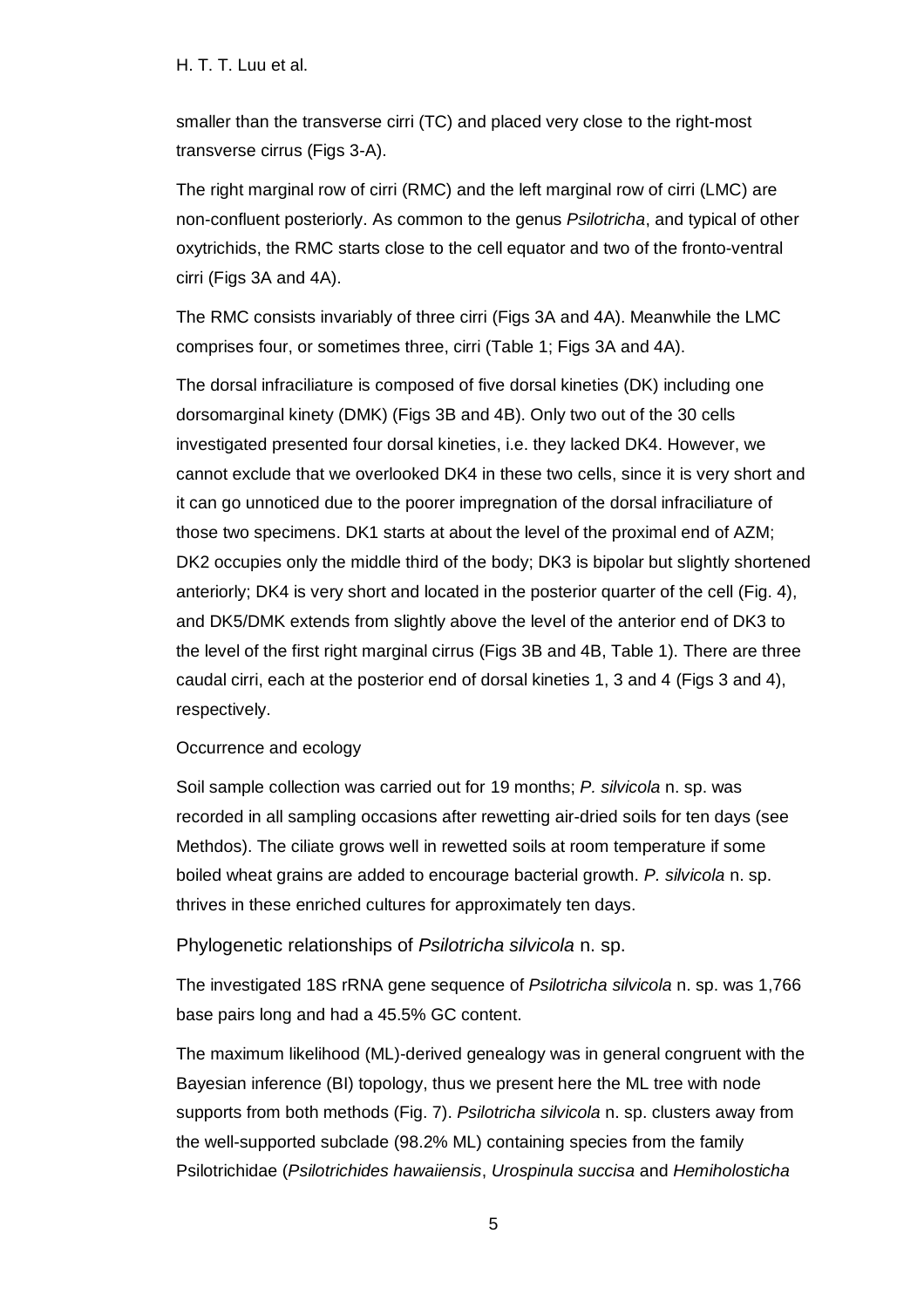smaller than the transverse cirri (TC) and placed very close to the right-most transverse cirrus (Figs 3-A).

The right marginal row of cirri (RMC) and the left marginal row of cirri (LMC) are non-confluent posteriorly. As common to the genus *Psilotricha*, and typical of other oxytrichids, the RMC starts close to the cell equator and two of the fronto-ventral cirri (Figs 3A and 4A).

The RMC consists invariably of three cirri (Figs 3A and 4A). Meanwhile the LMC comprises four, or sometimes three, cirri (Table 1; Figs 3A and 4A).

The dorsal infraciliature is composed of five dorsal kineties (DK) including one dorsomarginal kinety (DMK) (Figs 3B and 4B). Only two out of the 30 cells investigated presented four dorsal kineties, i.e. they lacked DK4. However, we cannot exclude that we overlooked DK4 in these two cells, since it is very short and it can go unnoticed due to the poorer impregnation of the dorsal infraciliature of those two specimens. DK1 starts at about the level of the proximal end of AZM; DK2 occupies only the middle third of the body; DK3 is bipolar but slightly shortened anteriorly; DK4 is very short and located in the posterior quarter of the cell (Fig. 4), and DK5/DMK extends from slightly above the level of the anterior end of DK3 to the level of the first right marginal cirrus (Figs 3B and 4B, Table 1). There are three caudal cirri, each at the posterior end of dorsal kineties 1, 3 and 4 (Figs 3 and 4), respectively.

#### Occurrence and ecology

Soil sample collection was carried out for 19 months; *P. silvicola* n. sp. was recorded in all sampling occasions after rewetting air-dried soils for ten days (see Methdos). The ciliate grows well in rewetted soils at room temperature if some boiled wheat grains are added to encourage bacterial growth. *P. silvicola* n. sp. thrives in these enriched cultures for approximately ten days.

### Phylogenetic relationships of *Psilotricha silvicola* n. sp.

The investigated 18S rRNA gene sequence of *Psilotricha silvicola* n. sp. was 1,766 base pairs long and had a 45.5% GC content.

The maximum likelihood (ML)-derived genealogy was in general congruent with the Bayesian inference (BI) topology, thus we present here the ML tree with node supports from both methods (Fig. 7). *Psilotricha silvicola* n. sp. clusters away from the well-supported subclade (98.2% ML) containing species from the family Psilotrichidae (*Psilotrichides hawaiiensis*, *Urospinula succisa* and *Hemiholosticha*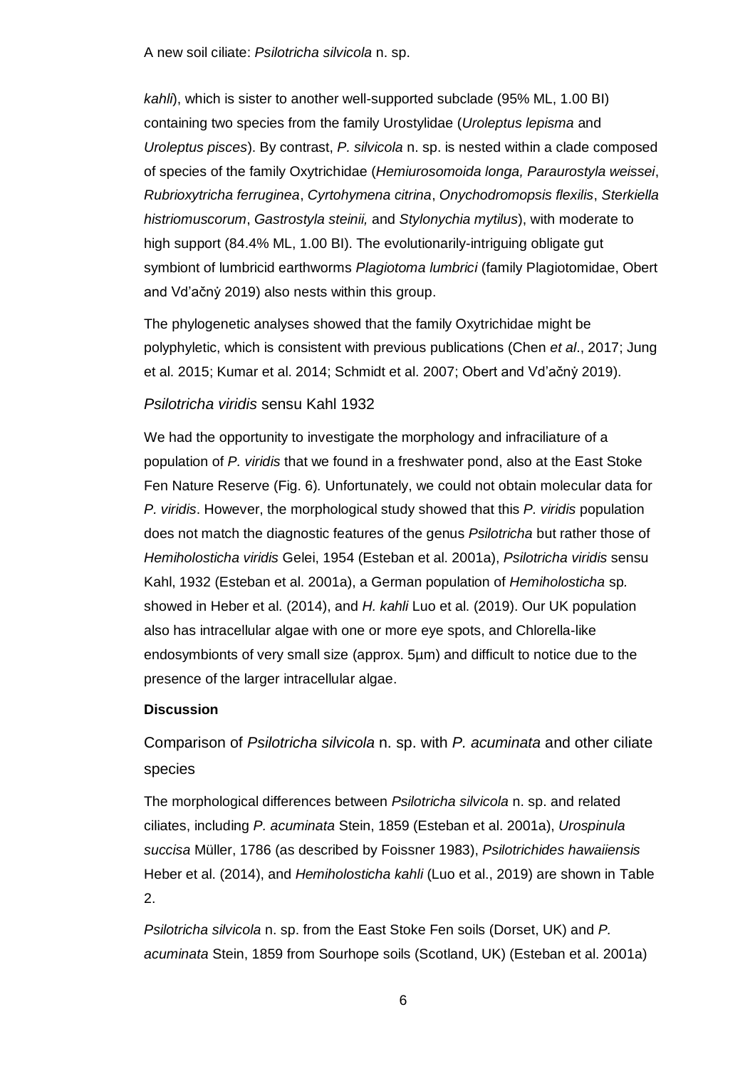*kahli*), which is sister to another well-supported subclade (95% ML, 1.00 BI) containing two species from the family Urostylidae (*Uroleptus lepisma* and *Uroleptus pisces*). By contrast, *P. silvicola* n. sp. is nested within a clade composed of species of the family Oxytrichidae (*Hemiurosomoida longa, Paraurostyla weissei*, *Rubrioxytricha ferruginea*, *Cyrtohymena citrina*, *Onychodromopsis flexilis*, *Sterkiella histriomuscorum*, *Gastrostyla steinii,* and *Stylonychia mytilus*), with moderate to high support (84.4% ML, 1.00 BI). The evolutionarily-intriguing obligate gut symbiont of lumbricid earthworms *Plagiotoma lumbrici* (family Plagiotomidae, Obert and Vd'ačný 2019) also nests within this group.

The phylogenetic analyses showed that the family Oxytrichidae might be polyphyletic, which is consistent with previous publications (Chen *et al*., 2017; Jung et al. 2015; Kumar et al. 2014; Schmidt et al. 2007; Obert and Vd'ačný 2019).

### *Psilotricha viridis* sensu Kahl 1932

We had the opportunity to investigate the morphology and infraciliature of a population of *P. viridis* that we found in a freshwater pond, also at the East Stoke Fen Nature Reserve (Fig. 6). Unfortunately, we could not obtain molecular data for *P. viridis*. However, the morphological study showed that this *P. viridis* population does not match the diagnostic features of the genus *Psilotricha* but rather those of *Hemiholosticha viridis* Gelei, 1954 (Esteban et al. 2001a), *Psilotricha viridis* sensu Kahl, 1932 (Esteban et al. 2001a), a German population of *Hemiholosticha* sp. showed in Heber et al. (2014), and *H. kahli* Luo et al. (2019). Our UK population also has intracellular algae with one or more eye spots, and Chlorella-like endosymbionts of very small size (approx. 5µm) and difficult to notice due to the presence of the larger intracellular algae.

## Discussion

### Comparison of *Psilotricha silvicola* n. sp. with *P. acuminata* and other ciliate species

The morphological differences between *Psilotricha silvicola* n. sp. and related ciliates, including *P. acuminata* Stein, 1859 (Esteban et al. 2001a), *Urospinula succisa* Müller, 1786 (as described by Foissner 1983), *Psilotrichides hawaiiensis* Heber et al. (2014), and *Hemiholosticha kahli* (Luo et al., 2019) are shown in Table 2.

*Psilotricha silvicola* n. sp. from the East Stoke Fen soils (Dorset, UK) and *P. acuminata* Stein, 1859 from Sourhope soils (Scotland, UK) (Esteban et al. 2001a)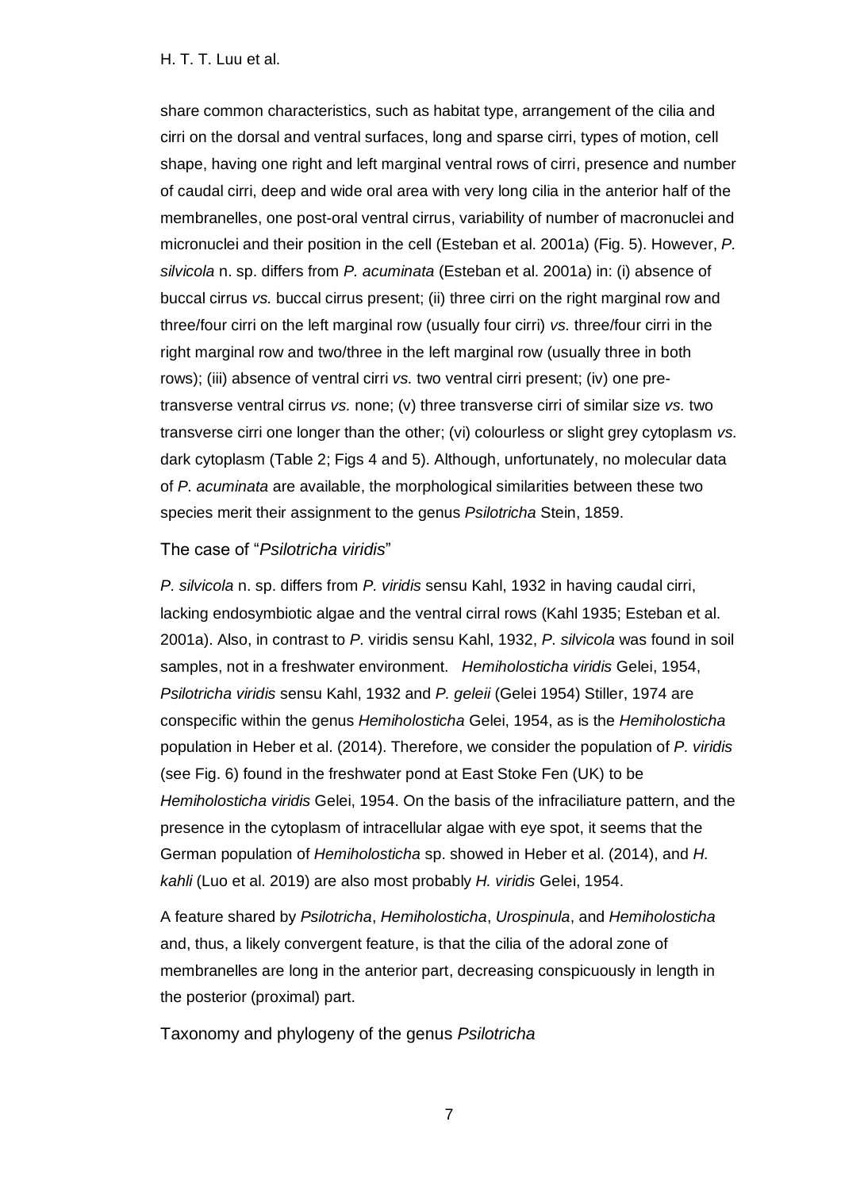share common characteristics, such as habitat type, arrangement of the cilia and cirri on the dorsal and ventral surfaces, long and sparse cirri, types of motion, cell shape, having one right and left marginal ventral rows of cirri, presence and number of caudal cirri, deep and wide oral area with very long cilia in the anterior half of the membranelles, one post-oral ventral cirrus, variability of number of macronuclei and micronuclei and their position in the cell (Esteban et al. 2001a) (Fig. 5). However, *P. silvicola* n. sp. differs from *P. acuminata* (Esteban et al. 2001a) in: (i) absence of buccal cirrus *vs.* buccal cirrus present; (ii) three cirri on the right marginal row and three/four cirri on the left marginal row (usually four cirri) *vs.* three/four cirri in the right marginal row and two/three in the left marginal row (usually three in both rows); (iii) absence of ventral cirri *vs.* two ventral cirri present; (iv) one pre-transverse ventral cirrus *vs.* none; (v) three transverse cirri of similar size *vs.* two transverse cirri one longer than the other; (vi) colourless or slight grey cytoplasm *vs.* dark cytoplasm (Table 2; Figs 4 and 5). Although, unfortunately, no molecular data of *P. acuminata* are available, the morphological similarities between these two species merit their assignment to the genus *Psilotricha* Stein, 1859.

### The case of "*Psilotricha viridis*"

*P. silvicola* n. sp. differs from *P. viridis* sensu Kahl, 1932 in having caudal cirri, lacking endosymbiotic algae and the ventral cirral rows (Kahl 1935; Esteban et al. 2001a). Also, in contrast to *P.* viridis sensu Kahl, 1932, *P. silvicola* was found in soil samples, not in a freshwater environment. *Hemiholosticha viridis* Gelei, 1954, *Psilotricha viridis* sensu Kahl, 1932 and *P. geleii* (Gelei 1954) Stiller, 1974 are conspecific within the genus *Hemiholosticha* Gelei, 1954, as is the *Hemiholosticha* population in Heber et al. (2014). Therefore, we consider the population of *P. viridis* (see Fig. 6) found in the freshwater pond at East Stoke Fen (UK) to be *Hemiholosticha viridis* Gelei, 1954. On the basis of the infraciliature pattern, and the presence in the cytoplasm of intracellular algae with eye spot, it seems that the German population of *Hemiholosticha* sp. showed in Heber et al. (2014), and *H. kahli* (Luo et al. 2019) are also most probably *H. viridis* Gelei, 1954.

A feature shared by *Psilotricha*, *Hemiholosticha*, *Urospinula*, and *Hemiholosticha* and, thus, a likely convergent feature, is that the cilia of the adoral zone of membranelles are long in the anterior part, decreasing conspicuously in length in the posterior (proximal) part.

### Taxonomy and phylogeny of the genus *Psilotricha*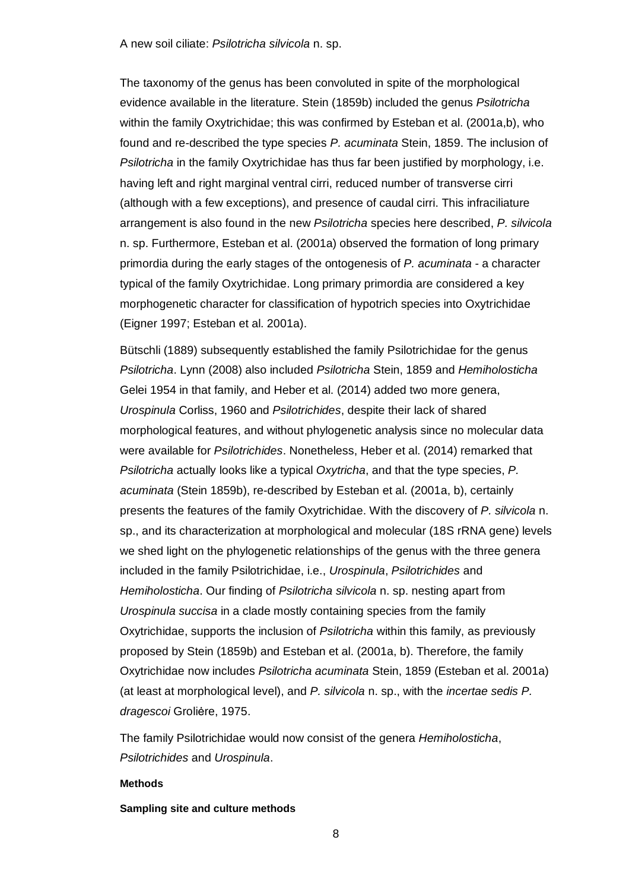The taxonomy of the genus has been convoluted in spite of the morphological evidence available in the literature. Stein (1859b) included the genus *Psilotricha* within the family Oxytrichidae; this was confirmed by Esteban et al. (2001a,b), who found and re-described the type species *P. acuminata* Stein, 1859. The inclusion of *Psilotricha* in the family Oxytrichidae has thus far been justified by morphology, i.e. having left and right marginal ventral cirri, reduced number of transverse cirri (although with a few exceptions), and presence of caudal cirri. This infraciliature arrangement is also found in the new *Psilotricha* species here described, *P. silvicola* n. sp. Furthermore, Esteban et al. (2001a) observed the formation of long primary primordia during the early stages of the ontogenesis of *P. acuminata* - a character typical of the family Oxytrichidae. Long primary primordia are considered a key morphogenetic character for classification of hypotrich species into Oxytrichidae (Eigner 1997; Esteban et al. 2001a).

Bütschli (1889) subsequently established the family Psilotrichidae for the genus *Psilotricha*. Lynn (2008) also included *Psilotricha* Stein, 1859 and *Hemiholosticha* Gelei 1954 in that family, and Heber et al. (2014) added two more genera, *Urospinula* Corliss, 1960 and *Psilotrichides*, despite their lack of shared morphological features, and without phylogenetic analysis since no molecular data were available for *Psilotrichides*. Nonetheless, Heber et al. (2014) remarked that *Psilotricha* actually looks like a typical *Oxytricha*, and that the type species, *P. acuminata* (Stein 1859b), re-described by Esteban et al. (2001a, b), certainly presents the features of the family Oxytrichidae. With the discovery of *P. silvicola* n. sp., and its characterization at morphological and molecular (18S rRNA gene) levels we shed light on the phylogenetic relationships of the genus with the three genera included in the family Psilotrichidae, i.e., *Urospinula*, *Psilotrichides* and *Hemiholosticha*. Our finding of *Psilotricha silvicola* n. sp. nesting apart from *Urospinula succisa* in a clade mostly containing species from the family Oxytrichidae, supports the inclusion of *Psilotricha* within this family, as previously proposed by Stein (1859b) and Esteban et al. (2001a, b). Therefore, the family Oxytrichidae now includes *Psilotricha acuminata* Stein, 1859 (Esteban et al. 2001a) (at least at morphological level), and *P. silvicola* n. sp., with the *incertae sedis P. dragescoi* Grolière, 1975.

The family Psilotrichidae would now consist of the genera *Hemiholosticha*, *Psilotrichides* and *Urospinula*.

## Methods

### Sampling site and culture methods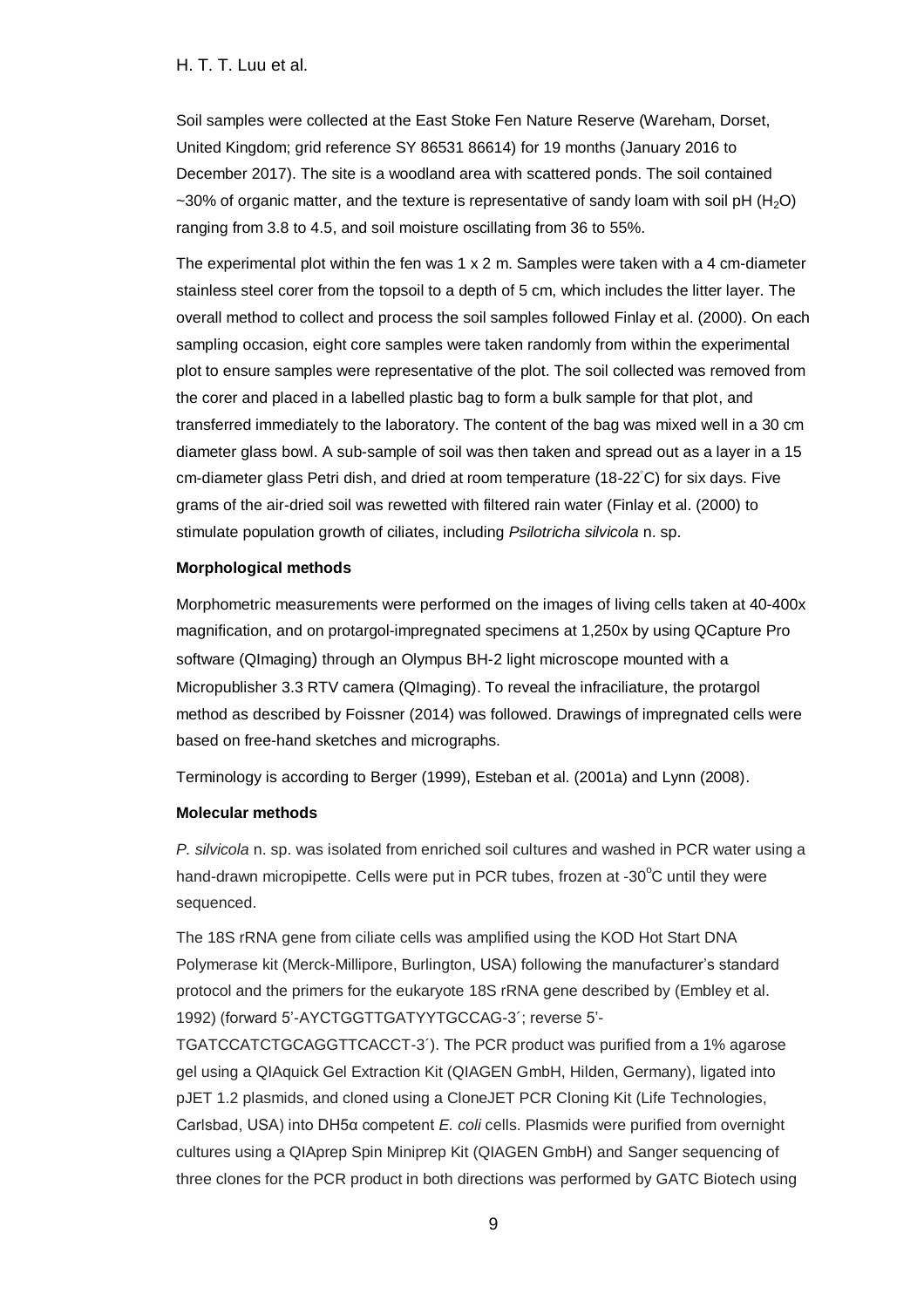Soil samples were collected at the East Stoke Fen Nature Reserve (Wareham, Dorset, United Kingdom; grid reference SY 86531 86614) for 19 months (January 2016 to December 2017). The site is a woodland area with scattered ponds. The soil contained ~30% of organic matter, and the texture is representative of sandy loam with soil pH ($H_2O$) ranging from 3.8 to 4.5, and soil moisture oscillating from 36 to 55%.

The experimental plot within the fen was 1 x 2 m. Samples were taken with a 4 cm-diameter stainless steel corer from the topsoil to a depth of 5 cm, which includes the litter layer. The overall method to collect and process the soil samples followed Finlay et al. (2000). On each sampling occasion, eight core samples were taken randomly from within the experimental plot to ensure samples were representative of the plot. The soil collected was removed from the corer and placed in a labelled plastic bag to form a bulk sample for that plot, and transferred immediately to the laboratory. The content of the bag was mixed well in a 30 cm diameter glass bowl. A sub-sample of soil was then taken and spread out as a layer in a 15 cm-diameter glass Petri dish, and dried at room temperature (18-22°C) for six days. Five grams of the air-dried soil was rewetted with filtered rain water (Finlay et al. (2000) to stimulate population growth of ciliates, including *Psilotricha silvicola* n. sp.

**Morphological methods**

Morphometric measurements were performed on the images of living cells taken at 40-400x magnification, and on protargol-impregnated specimens at 1,250x by using QCapture Pro software (QImaging) through an Olympus BH-2 light microscope mounted with a Micropublisher 3.3 RTV camera (QImaging). To reveal the infraciliature, the protargol method as described by Foissner (2014) was followed. Drawings of impregnated cells were based on free-hand sketches and micrographs.

Terminology is according to Berger (1999), Esteban et al. (2001a) and Lynn (2008).

**Molecular methods**

*P. silvicola* n. sp. was isolated from enriched soil cultures and washed in PCR water using a hand-drawn micropipette. Cells were put in PCR tubes, frozen at -30°C until they were sequenced.

The 18S rRNA gene from ciliate cells was amplified using the KOD Hot Start DNA Polymerase kit (Merck-Millipore, Burlington, USA) following the manufacturer's standard protocol and the primers for the eukaryote 18S rRNA gene described by (Embley et al. 1992) (forward 5'-AYCTGGTTGATYYTGCCAG-3´; reverse 5'-TGATCCATCTGCAGGTTCACCT-3´). The PCR product was purified from a 1% agarose gel using a QIAquick Gel Extraction Kit (QIAGEN GmbH, Hilden, Germany), ligated into pJET 1.2 plasmids, and cloned using a CloneJET PCR Cloning Kit (Life Technologies, Carlsbad, USA) into DH5α competent *E. coli* cells. Plasmids were purified from overnight cultures using a QIAprep Spin Miniprep Kit (QIAGEN GmbH) and Sanger sequencing of three clones for the PCR product in both directions was performed by GATC Biotech using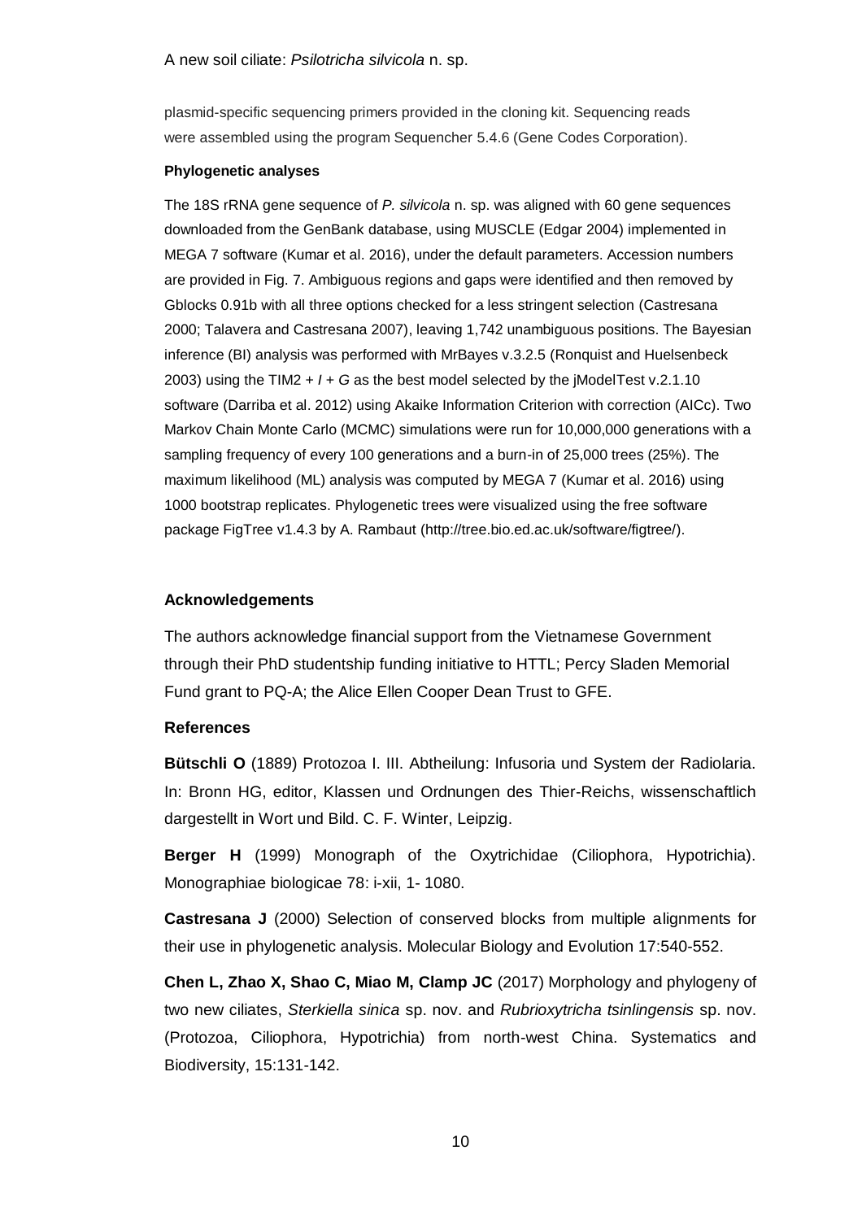plasmid-specific sequencing primers provided in the cloning kit. Sequencing reads were assembled using the program Sequencher 5.4.6 (Gene Codes Corporation).

#### Phylogenetic analyses

The 18S rRNA gene sequence of *P. silvicola* n. sp. was aligned with 60 gene sequences downloaded from the GenBank database, using MUSCLE (Edgar 2004) implemented in MEGA 7 software (Kumar et al. 2016), under the default parameters. Accession numbers are provided in Fig. 7. Ambiguous regions and gaps were identified and then removed by Gblocks 0.91b with all three options checked for a less stringent selection (Castresana 2000; Talavera and Castresana 2007), leaving 1,742 unambiguous positions. The Bayesian inference (BI) analysis was performed with MrBayes v.3.2.5 (Ronquist and Huelsenbeck 2003) using the TIM2 + *I* + *G* as the best model selected by the jModelTest v.2.1.10 software (Darriba et al. 2012) using Akaike Information Criterion with correction (AICc). Two Markov Chain Monte Carlo (MCMC) simulations were run for 10,000,000 generations with a sampling frequency of every 100 generations and a burn-in of 25,000 trees (25%). The maximum likelihood (ML) analysis was computed by MEGA 7 (Kumar et al. 2016) using 1000 bootstrap replicates. Phylogenetic trees were visualized using the free software package FigTree v1.4.3 by A. Rambaut (http://tree.bio.ed.ac.uk/software/figtree/).

### Acknowledgements

The authors acknowledge financial support from the Vietnamese Government through their PhD studentship funding initiative to HTTL; Percy Sladen Memorial Fund grant to PQ-A; the Alice Ellen Cooper Dean Trust to GFE.

### References

**Bütschli O** (1889) Protozoa I. III. Abtheilung: Infusoria und System der Radiolaria. In: Bronn HG, editor, Klassen und Ordnungen des Thier-Reichs, wissenschaftlich dargestellt in Wort und Bild. C. F. Winter, Leipzig.

**Berger H** (1999) Monograph of the Oxytrichidae (Ciliophora, Hypotrichia). Monographiae biologicae 78: i-xii, 1- 1080.

**Castresana J** (2000) Selection of conserved blocks from multiple alignments for their use in phylogenetic analysis. Molecular Biology and Evolution 17:540-552.

**Chen L, Zhao X, Shao C, Miao M, Clamp JC** (2017) Morphology and phylogeny of two new ciliates, *Sterkiella sinica* sp. nov. and *Rubrioxytricha tsinlingensis* sp. nov. (Protozoa, Ciliophora, Hypotrichia) from north-west China. Systematics and Biodiversity, 15:131-142.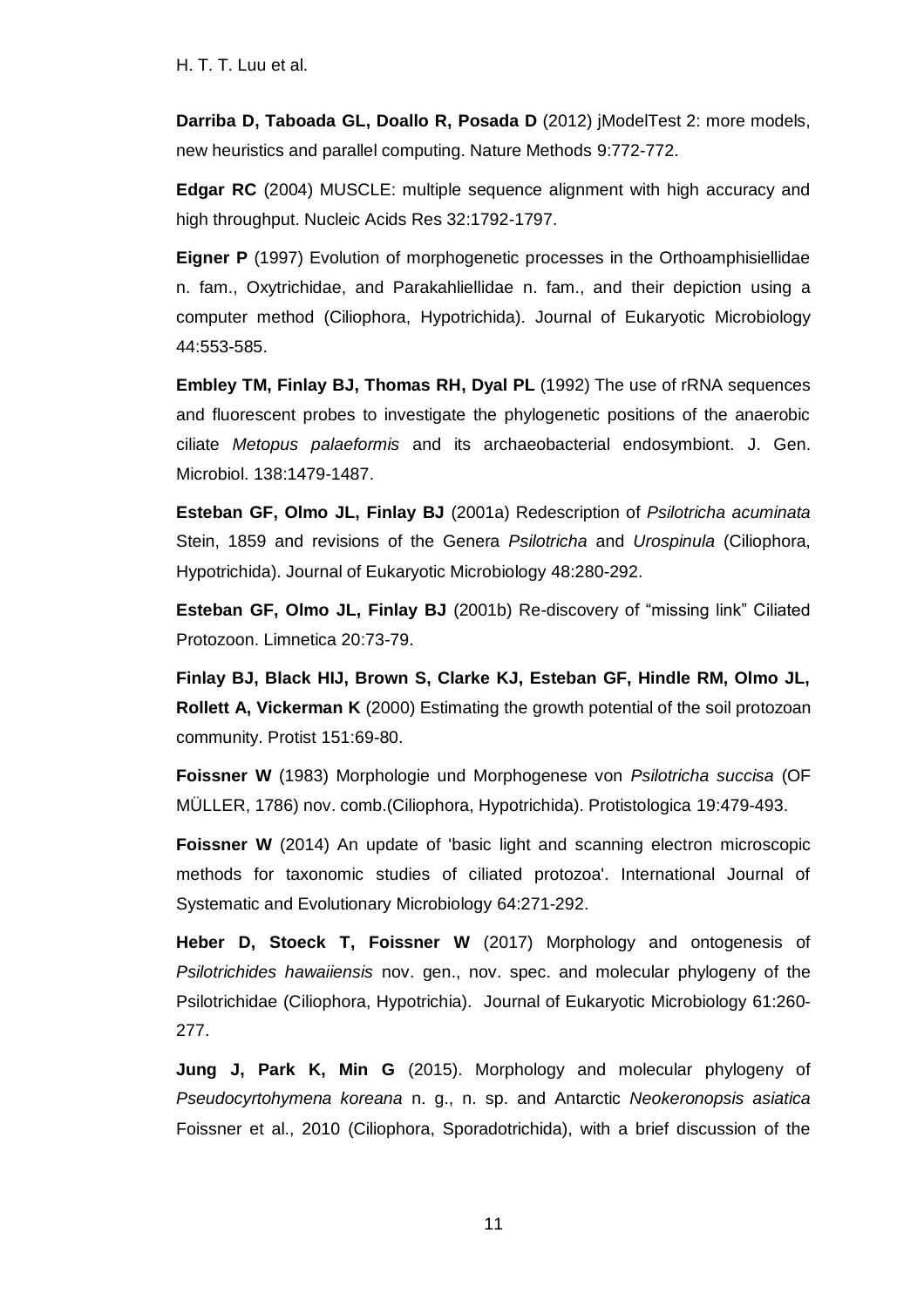**Darriba D, Taboada GL, Doallo R, Posada D** (2012) jModelTest 2: more models, new heuristics and parallel computing. Nature Methods 9:772-772.

**Edgar RC** (2004) MUSCLE: multiple sequence alignment with high accuracy and high throughput. Nucleic Acids Res 32:1792-1797.

**Eigner P** (1997) Evolution of morphogenetic processes in the Orthoamphisiellidae n. fam., Oxytrichidae, and Parakahliellidae n. fam., and their depiction using a computer method (Ciliophora, Hypotrichida). Journal of Eukaryotic Microbiology 44:553-585.

**Embley TM, Finlay BJ, Thomas RH, Dyal PL** (1992) The use of rRNA sequences and fluorescent probes to investigate the phylogenetic positions of the anaerobic ciliate *Metopus palaeformis* and its archaeobacterial endosymbiont. J. Gen. Microbiol. 138:1479-1487.

**Esteban GF, Olmo JL, Finlay BJ** (2001a) Redescription of *Psilotricha acuminata* Stein, 1859 and revisions of the Genera *Psilotricha* and *Urospinula* (Ciliophora, Hypotrichida). Journal of Eukaryotic Microbiology 48:280-292.

**Esteban GF, Olmo JL, Finlay BJ** (2001b) Re-discovery of "missing link" Ciliated Protozoon. Limnetica 20:73-79.

**Finlay BJ, Black HIJ, Brown S, Clarke KJ, Esteban GF, Hindle RM, Olmo JL, Rollett A, Vickerman K** (2000) Estimating the growth potential of the soil protozoan community. Protist 151:69-80.

**Foissner W** (1983) Morphologie und Morphogenese von *Psilotricha succisa* (OF MÜLLER, 1786) nov. comb.(Ciliophora, Hypotrichida). Protistologica 19:479-493.

**Foissner W** (2014) An update of 'basic light and scanning electron microscopic methods for taxonomic studies of ciliated protozoa'. International Journal of Systematic and Evolutionary Microbiology 64:271-292.

**Heber D, Stoeck T, Foissner W** (2017) Morphology and ontogenesis of *Psilotrichides hawaiiensis* nov. gen., nov. spec. and molecular phylogeny of the Psilotrichidae (Ciliophora, Hypotrichia). Journal of Eukaryotic Microbiology 61:260-277.

**Jung J, Park K, Min G** (2015). Morphology and molecular phylogeny of *Pseudocyrtohymena koreana* n. g., n. sp. and Antarctic *Neokeronopsis asiatica* Foissner et al., 2010 (Ciliophora, Sporadotrichida), with a brief discussion of the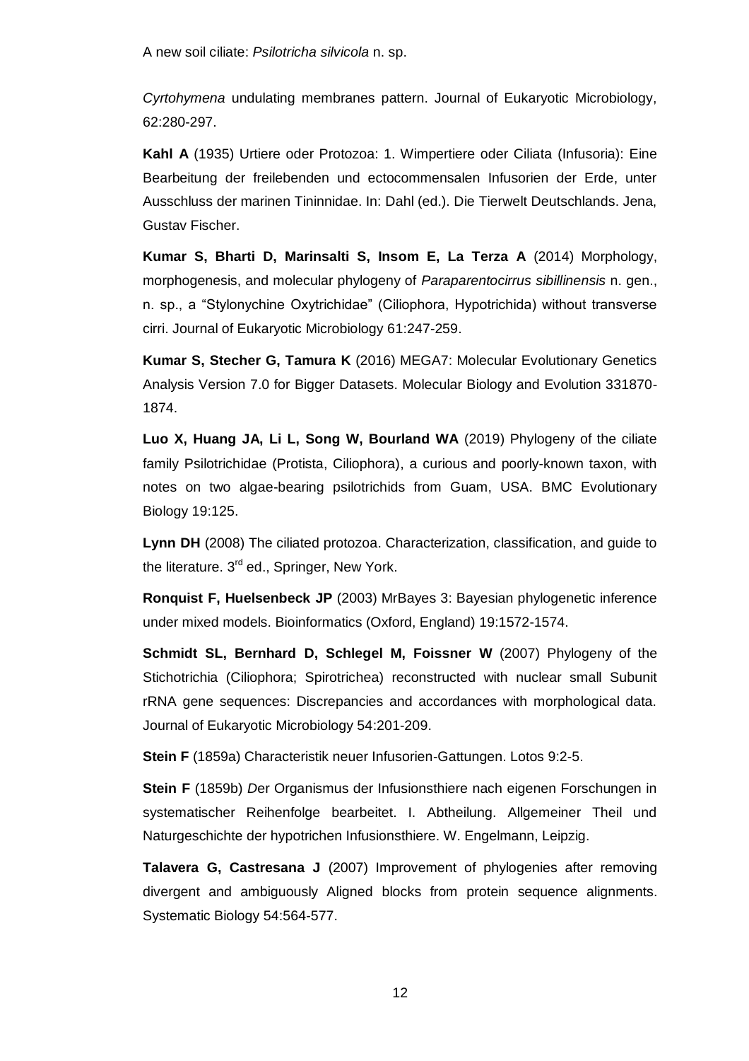*Cyrtohymena* undulating membranes pattern. Journal of Eukaryotic Microbiology, 62:280-297.

**Kahl A** (1935) Urtiere oder Protozoa: 1. Wimpertiere oder Ciliata (Infusoria): Eine Bearbeitung der freilebenden und ectocommensalen Infusorien der Erde, unter Ausschluss der marinen Tininnidae. In: Dahl (ed.). Die Tierwelt Deutschlands. Jena, Gustav Fischer.

**Kumar S, Bharti D, Marinsalti S, Insom E, La Terza A** (2014) Morphology, morphogenesis, and molecular phylogeny of *Paraparentocirrus sibillinensis* n. gen., n. sp., a "Stylonychine Oxytrichidae" (Ciliophora, Hypotrichida) without transverse cirri. Journal of Eukaryotic Microbiology 61:247-259.

**Kumar S, Stecher G, Tamura K** (2016) MEGA7: Molecular Evolutionary Genetics Analysis Version 7.0 for Bigger Datasets. Molecular Biology and Evolution 331870-1874.

**Luo X, Huang JA, Li L, Song W, Bourland WA** (2019) Phylogeny of the ciliate family Psilotrichidae (Protista, Ciliophora), a curious and poorly-known taxon, with notes on two algae-bearing psilotrichids from Guam, USA. BMC Evolutionary Biology 19:125.

**Lynn DH** (2008) The ciliated protozoa. Characterization, classification, and guide to the literature. 3rd ed., Springer, New York.

**Ronquist F, Huelsenbeck JP** (2003) MrBayes 3: Bayesian phylogenetic inference under mixed models. Bioinformatics (Oxford, England) 19:1572-1574.

**Schmidt SL, Bernhard D, Schlegel M, Foissner W** (2007) Phylogeny of the Stichotrichia (Ciliophora; Spirotrichea) reconstructed with nuclear small Subunit rRNA gene sequences: Discrepancies and accordances with morphological data. Journal of Eukaryotic Microbiology 54:201-209.

**Stein F** (1859a) Characteristik neuer Infusorien-Gattungen. Lotos 9:2-5.

**Stein F** (1859b) Der Organismus der Infusionsthiere nach eigenen Forschungen in systematischer Reihenfolge bearbeitet. I. Abtheilung. Allgemeiner Theil und Naturgeschichte der hypotrichen Infusionsthiere. W. Engelmann, Leipzig.

**Talavera G, Castresana J** (2007) Improvement of phylogenies after removing divergent and ambiguously Aligned blocks from protein sequence alignments. Systematic Biology 54:564-577.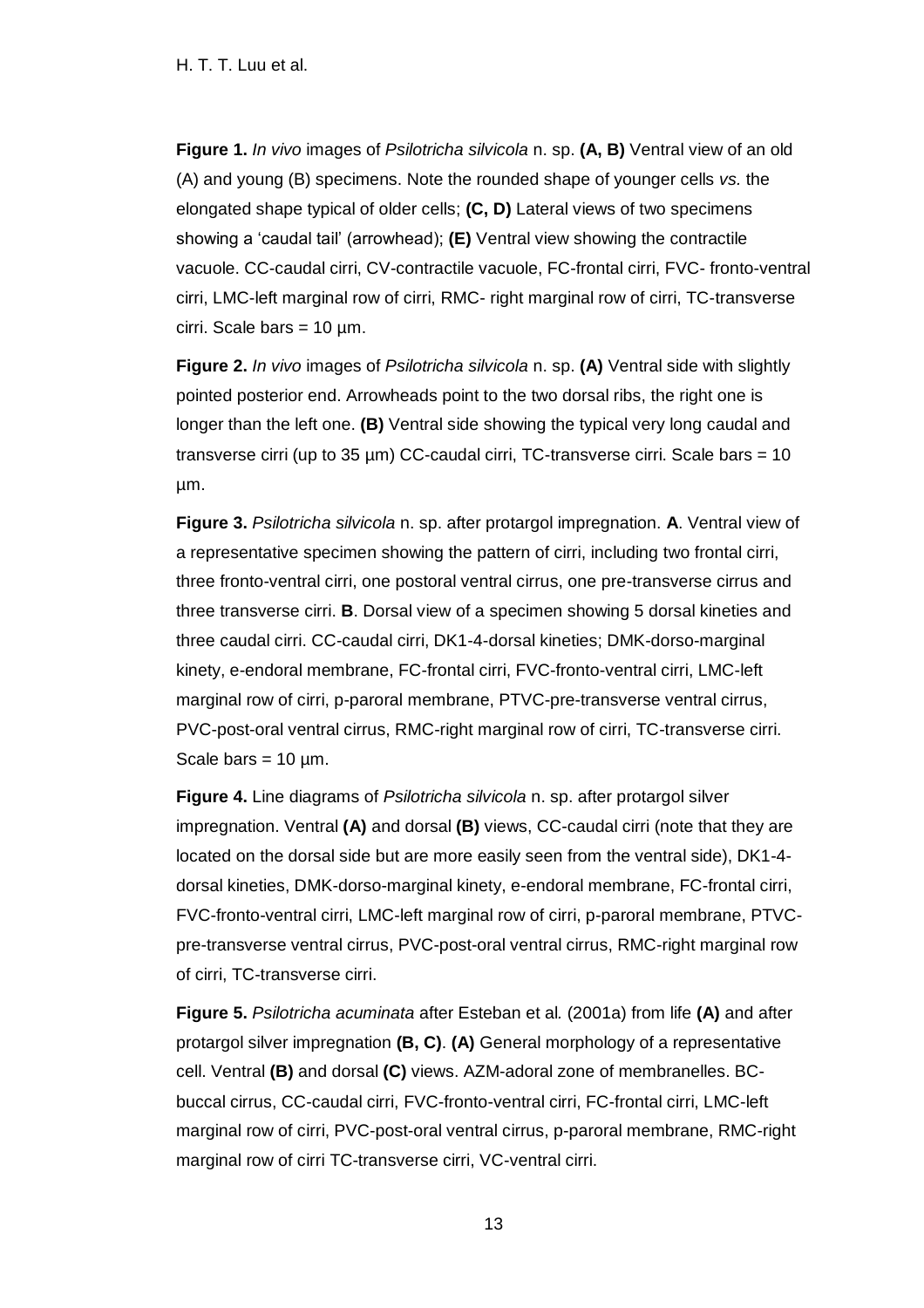**Figure 1.** *In vivo* images of *Psilotricha silvicola* n. sp. **(A, B)** Ventral view of an old (A) and young (B) specimens. Note the rounded shape of younger cells *vs.* the elongated shape typical of older cells; **(C, D)** Lateral views of two specimens showing a 'caudal tail' (arrowhead); **(E)** Ventral view showing the contractile vacuole. CC-caudal cirri, CV-contractile vacuole, FC-frontal cirri, FVC- fronto-ventral cirri, LMC-left marginal row of cirri, RMC- right marginal row of cirri, TC-transverse cirri. Scale bars = 10 µm.

**Figure 2.** *In vivo* images of *Psilotricha silvicola* n. sp. **(A)** Ventral side with slightly pointed posterior end. Arrowheads point to the two dorsal ribs, the right one is longer than the left one. **(B)** Ventral side showing the typical very long caudal and transverse cirri (up to 35 µm) CC-caudal cirri, TC-transverse cirri. Scale bars = 10 µm.

**Figure 3.** *Psilotricha silvicola* n. sp. after protargol impregnation. **A**. Ventral view of a representative specimen showing the pattern of cirri, including two frontal cirri, three fronto-ventral cirri, one postoral ventral cirrus, one pre-transverse cirrus and three transverse cirri. **B**. Dorsal view of a specimen showing 5 dorsal kineties and three caudal cirri. CC-caudal cirri, DK1-4-dorsal kineties; DMK-dorso-marginal kinety, e-endoral membrane, FC-frontal cirri, FVC-fronto-ventral cirri, LMC-left marginal row of cirri, p-paroral membrane, PTVC-pre-transverse ventral cirrus, PVC-post-oral ventral cirrus, RMC-right marginal row of cirri, TC-transverse cirri. Scale bars = 10 µm.

**Figure 4.** Line diagrams of *Psilotricha silvicola* n. sp. after protargol silver impregnation. Ventral **(A)** and dorsal **(B)** views, CC-caudal cirri (note that they are located on the dorsal side but are more easily seen from the ventral side), DK1-4-dorsal kineties, DMK-dorso-marginal kinety, e-endoral membrane, FC-frontal cirri, FVC-fronto-ventral cirri, LMC-left marginal row of cirri, p-paroral membrane, PTVC-pre-transverse ventral cirrus, PVC-post-oral ventral cirrus, RMC-right marginal row of cirri, TC-transverse cirri.

**Figure 5.** *Psilotricha acuminata* after Esteban et al. (2001a) from life **(A)** and after protargol silver impregnation **(B, C)**. **(A)** General morphology of a representative cell. Ventral **(B)** and dorsal **(C)** views. AZM-adoral zone of membranelles. BC-buccal cirrus, CC-caudal cirri, FVC-fronto-ventral cirri, FC-frontal cirri, LMC-left marginal row of cirri, PVC-post-oral ventral cirrus, p-paroral membrane, RMC-right marginal row of cirri TC-transverse cirri, VC-ventral cirri.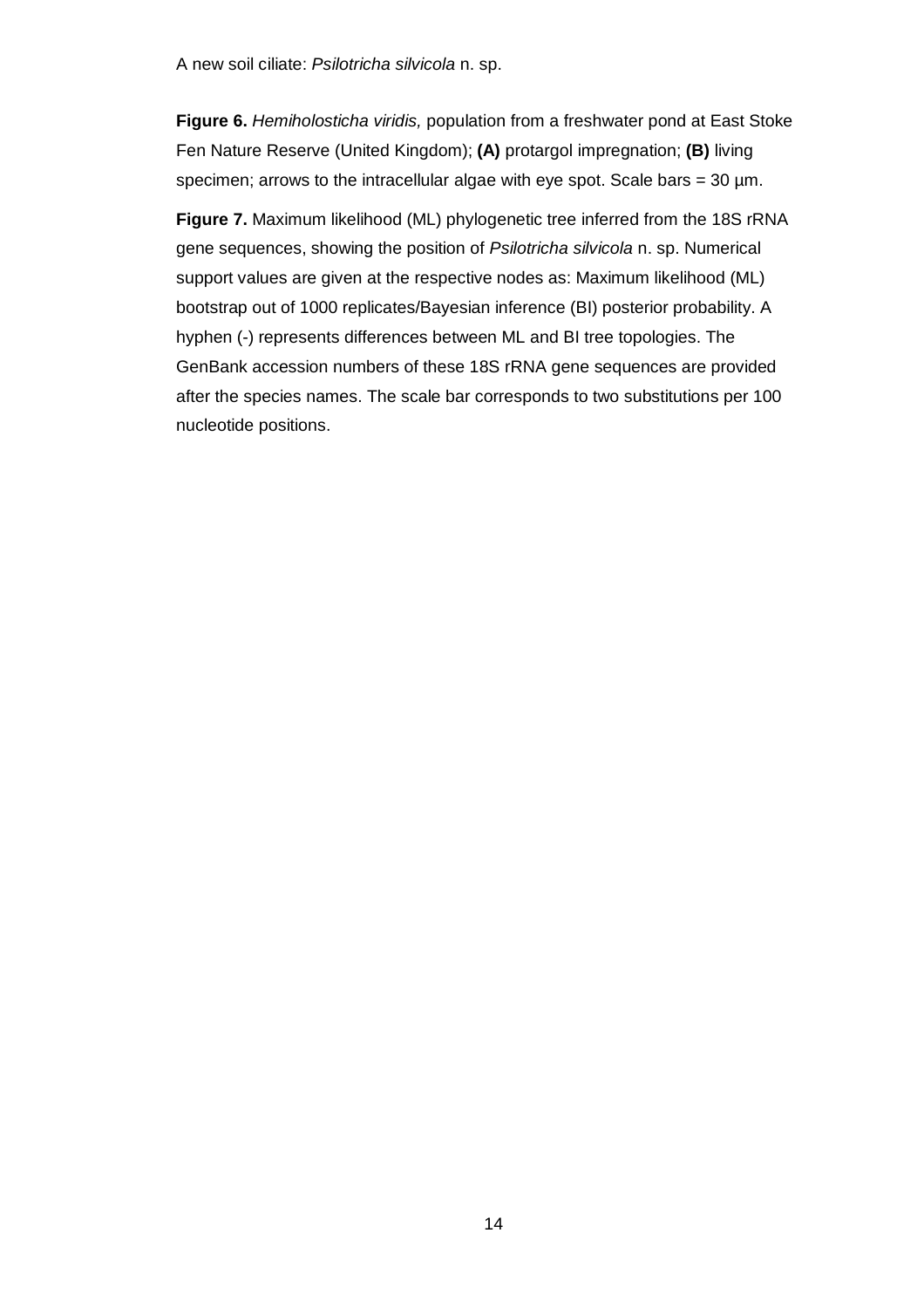**Figure 6.** *Hemiholosticha viridis,* population from a freshwater pond at East Stoke Fen Nature Reserve (United Kingdom); **(A)** protargol impregnation; **(B)** living specimen; arrows to the intracellular algae with eye spot. Scale bars = 30 µm.

**Figure 7.** Maximum likelihood (ML) phylogenetic tree inferred from the 18S rRNA gene sequences, showing the position of *Psilotricha silvicola* n. sp. Numerical support values are given at the respective nodes as: Maximum likelihood (ML) bootstrap out of 1000 replicates/Bayesian inference (BI) posterior probability. A hyphen (-) represents differences between ML and BI tree topologies. The GenBank accession numbers of these 18S rRNA gene sequences are provided after the species names. The scale bar corresponds to two substitutions per 100 nucleotide positions.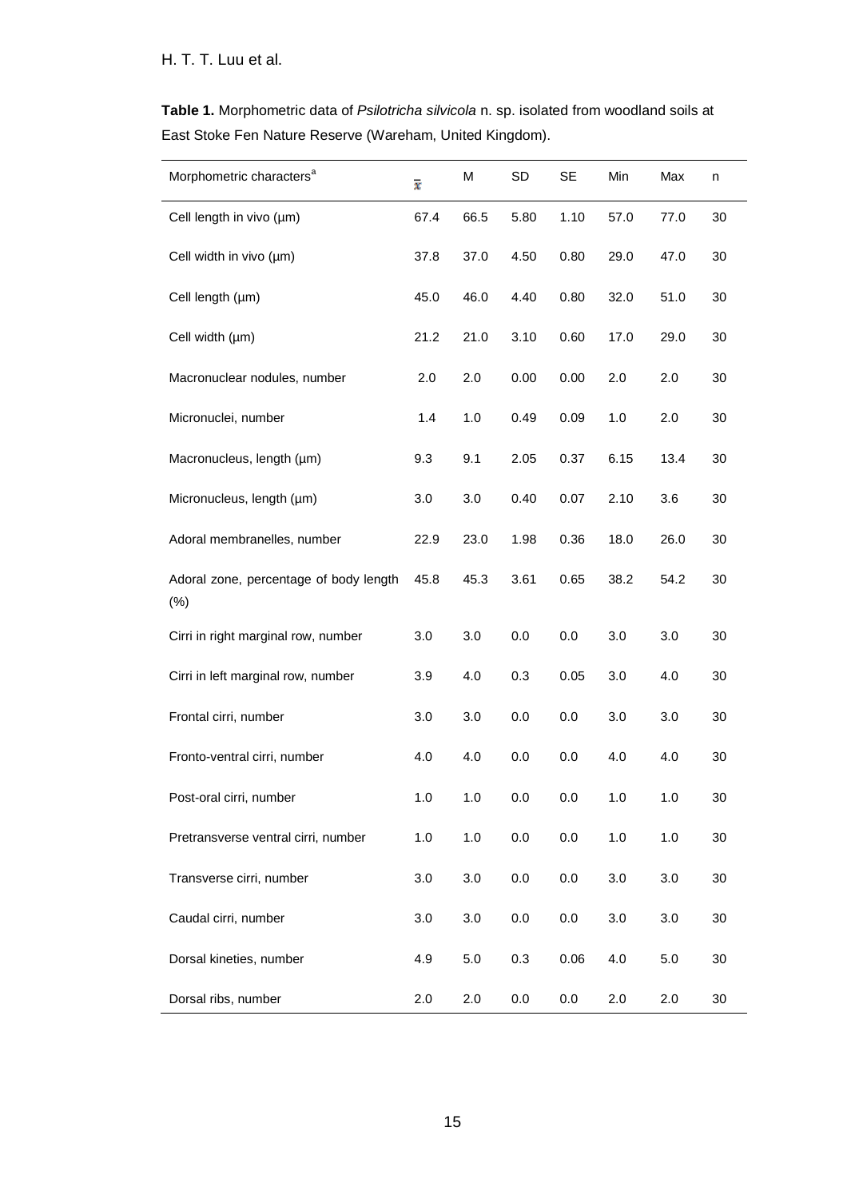**Table 1.** Morphometric data of *Psilotricha silvicola* n. sp. isolated from woodland soils at East Stoke Fen Nature Reserve (Wareham, United Kingdom).

| Morphometric characters[a] | $\bar{x}$ | M | SD | SE | Min | Max | n |
|---|---|---|---|---|---|---|---|
| Cell length in vivo (µm) | 67.4 | 66.5 | 5.80 | 1.10 | 57.0 | 77.0 | 30 |
| Cell width in vivo (µm) | 37.8 | 37.0 | 4.50 | 0.80 | 29.0 | 47.0 | 30 |
| Cell length (µm) | 45.0 | 46.0 | 4.40 | 0.80 | 32.0 | 51.0 | 30 |
| Cell width (µm) | 21.2 | 21.0 | 3.10 | 0.60 | 17.0 | 29.0 | 30 |
| Macronuclear nodules, number | 2.0 | 2.0 | 0.00 | 0.00 | 2.0 | 2.0 | 30 |
| Micronuclei, number | 1.4 | 1.0 | 0.49 | 0.09 | 1.0 | 2.0 | 30 |
| Macronucleus, length (µm) | 9.3 | 9.1 | 2.05 | 0.37 | 6.15 | 13.4 | 30 |
| Micronucleus, length (µm) | 3.0 | 3.0 | 0.40 | 0.07 | 2.10 | 3.6 | 30 |
| Adoral membranelles, number | 22.9 | 23.0 | 1.98 | 0.36 | 18.0 | 26.0 | 30 |
| Adoral zone, percentage of body length (%) | 45.8 | 45.3 | 3.61 | 0.65 | 38.2 | 54.2 | 30 |
| Cirri in right marginal row, number | 3.0 | 3.0 | 0.0 | 0.0 | 3.0 | 3.0 | 30 |
| Cirri in left marginal row, number | 3.9 | 4.0 | 0.3 | 0.05 | 3.0 | 4.0 | 30 |
| Frontal cirri, number | 3.0 | 3.0 | 0.0 | 0.0 | 3.0 | 3.0 | 30 |
| Fronto-ventral cirri, number | 4.0 | 4.0 | 0.0 | 0.0 | 4.0 | 4.0 | 30 |
| Post-oral cirri, number | 1.0 | 1.0 | 0.0 | 0.0 | 1.0 | 1.0 | 30 |
| Pretransverse ventral cirri, number | 1.0 | 1.0 | 0.0 | 0.0 | 1.0 | 1.0 | 30 |
| Transverse cirri, number | 3.0 | 3.0 | 0.0 | 0.0 | 3.0 | 3.0 | 30 |
| Caudal cirri, number | 3.0 | 3.0 | 0.0 | 0.0 | 3.0 | 3.0 | 30 |
| Dorsal kineties, number | 4.9 | 5.0 | 0.3 | 0.06 | 4.0 | 5.0 | 30 |
| Dorsal ribs, number | 2.0 | 2.0 | 0.0 | 0.0 | 2.0 | 2.0 | 30 |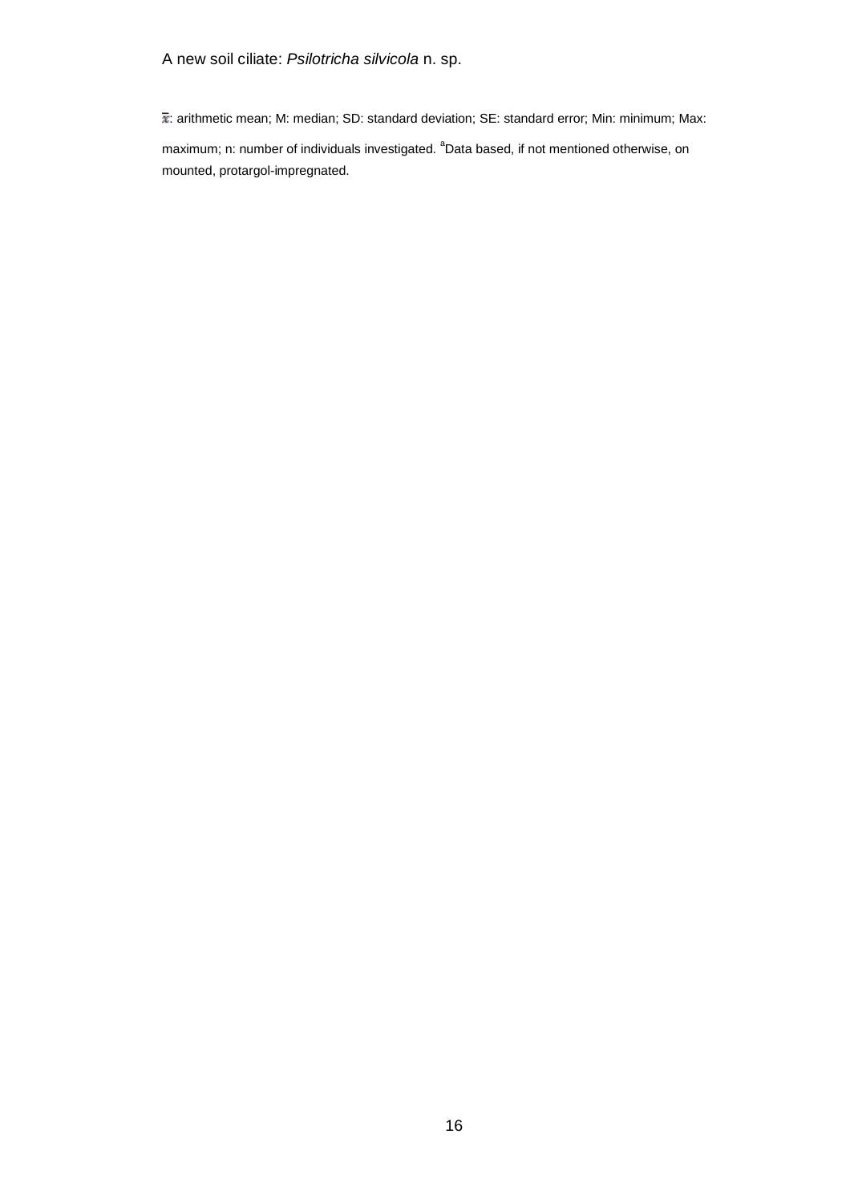$\bar{x}$: arithmetic mean; M: median; SD: standard deviation; SE: standard error; Min: minimum; Max: maximum; n: number of individuals investigated. [a]Data based, if not mentioned otherwise, on mounted, protargol-impregnated.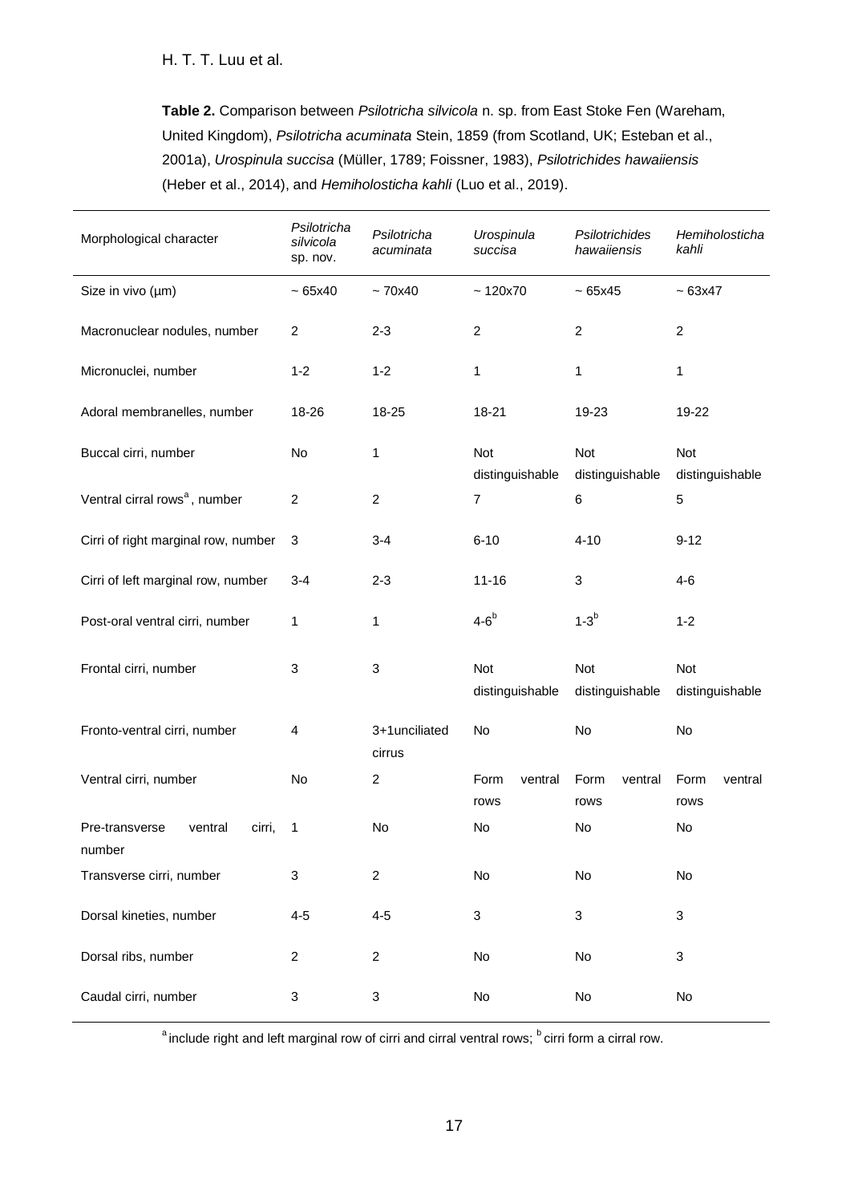**Table 2.** Comparison between *Psilotricha silvicola* n. sp. from East Stoke Fen (Wareham, United Kingdom), *Psilotricha acuminata* Stein, 1859 (from Scotland, UK; Esteban et al., 2001a), *Urospinula succisa* (Müller, 1789; Foissner, 1983), *Psilotrichides hawaiiensis* (Heber et al., 2014), and *Hemiholosticha kahli* (Luo et al., 2019).

| Morphological character | *Psilotricha silvicola* sp. nov. | *Psilotricha acuminata* | *Urospinula succisa* | *Psilotrichides hawaiiensis* | *Hemiholosticha kahli* |
|---|---|---|---|---|---|
| Size in vivo (µm) | ~ 65x40 | ~ 70x40 | ~ 120x70 | ~ 65x45 | ~ 63x47 |
| Macronuclear nodules, number | 2 | 2-3 | 2 | 2 | 2 |
| Micronuclei, number | 1-2 | 1-2 | 1 | 1 | 1 |
| Adoral membranelles, number | 18-26 | 18-25 | 18-21 | 19-23 | 19-22 |
| Buccal cirri, number | No | 1 | Not distinguishable | Not distinguishable | Not distinguishable |
| Ventral cirral rows[a], number | 2 | 2 | 7 | 6 | 5 |
| Cirri of right marginal row, number | 3 | 3-4 | 6-10 | 4-10 | 9-12 |
| Cirri of left marginal row, number | 3-4 | 2-3 | 11-16 | 3 | 4-6 |
| Post-oral ventral cirri, number | 1 | 1 | 4-6[b] | 1-3[b] | 1-2 |
| Frontal cirri, number | 3 | 3 | Not distinguishable | Not distinguishable | Not distinguishable |
| Fronto-ventral cirri, number | 4 | 3+1unciliated cirrus | No | No | No |
| Ventral cirri, number | No | 2 | Form ventral rows | Form ventral rows | Form ventral rows |
| Pre-transverse ventral cirri, number | 1 | No | No | No | No |
| Transverse cirri, number | 3 | 2 | No | No | No |
| Dorsal kineties, number | 4-5 | 4-5 | 3 | 3 | 3 |
| Dorsal ribs, number | 2 | 2 | No | No | 3 |
| Caudal cirri, number | 3 | 3 | No | No | No |

[a] include right and left marginal row of cirri and cirral ventral rows; [b] cirri form a cirral row.